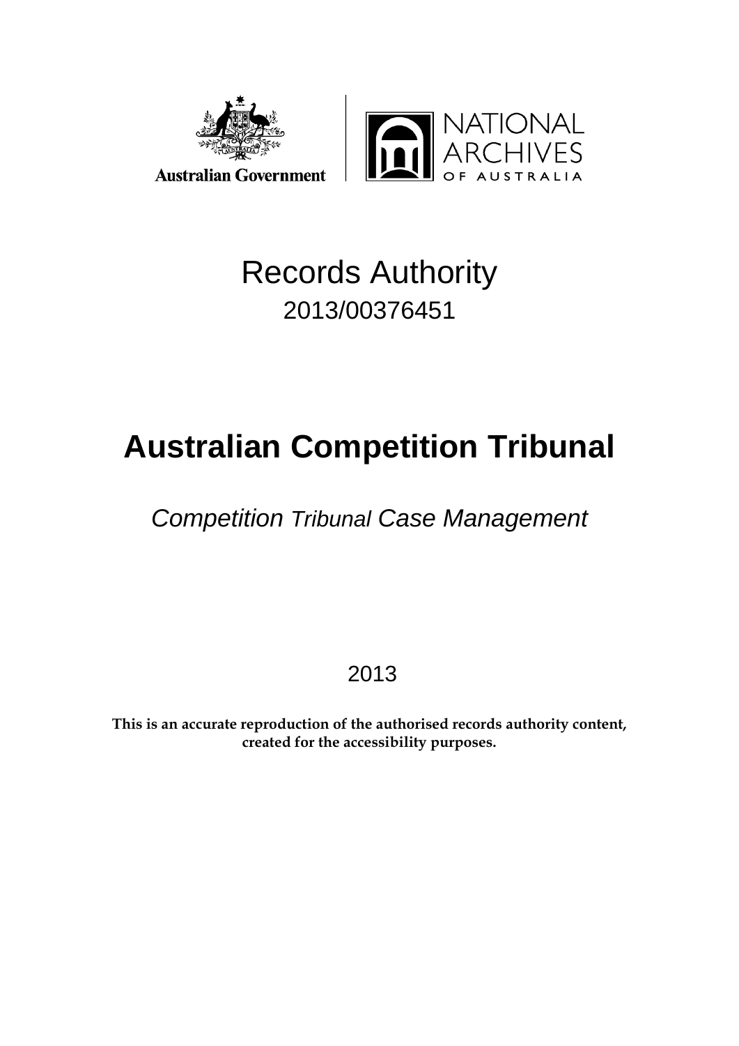Australian Government | NATIONAL ARCHIVES OF AUSTRALIA

# Records Authority

2013/00376451

# Australian Competition Tribunal

*Competition Tribunal Case Management*

2013

**This is an accurate reproduction of the authorised records authority content, created for the accessibility purposes.**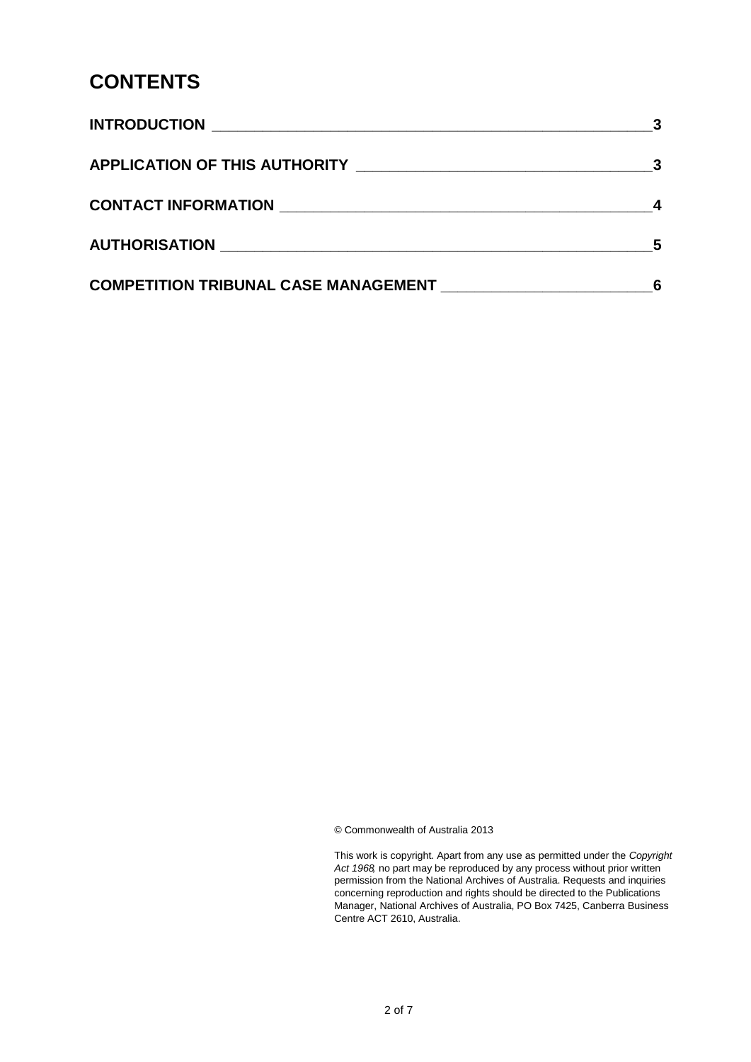# CONTENTS

| | |
|---|---|
| **INTRODUCTION** | **3** |
| **APPLICATION OF THIS AUTHORITY** | **3** |
| **CONTACT INFORMATION** | **4** |
| **AUTHORISATION** | **5** |
| **COMPETITION TRIBUNAL CASE MANAGEMENT** | **6** |

© Commonwealth of Australia 2013

This work is copyright. Apart from any use as permitted under the *Copyright Act 1968*, no part may be reproduced by any process without prior written permission from the National Archives of Australia. Requests and inquiries concerning reproduction and rights should be directed to the Publications Manager, National Archives of Australia, PO Box 7425, Canberra Business Centre ACT 2610, Australia.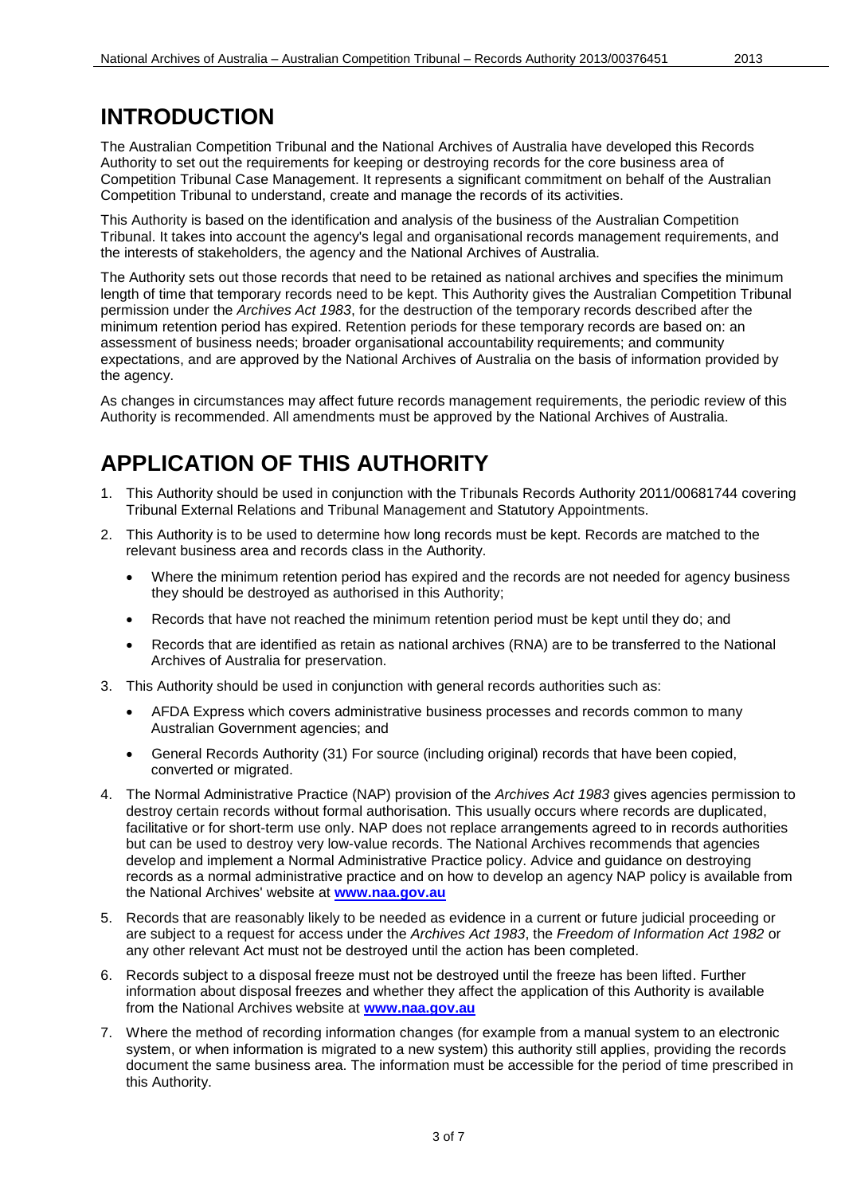# INTRODUCTION

The Australian Competition Tribunal and the National Archives of Australia have developed this Records Authority to set out the requirements for keeping or destroying records for the core business area of Competition Tribunal Case Management. It represents a significant commitment on behalf of the Australian Competition Tribunal to understand, create and manage the records of its activities.

This Authority is based on the identification and analysis of the business of the Australian Competition Tribunal. It takes into account the agency's legal and organisational records management requirements, and the interests of stakeholders, the agency and the National Archives of Australia.

The Authority sets out those records that need to be retained as national archives and specifies the minimum length of time that temporary records need to be kept. This Authority gives the Australian Competition Tribunal permission under the *Archives Act 1983*, for the destruction of the temporary records described after the minimum retention period has expired. Retention periods for these temporary records are based on: an assessment of business needs; broader organisational accountability requirements; and community expectations, and are approved by the National Archives of Australia on the basis of information provided by the agency.

As changes in circumstances may affect future records management requirements, the periodic review of this Authority is recommended. All amendments must be approved by the National Archives of Australia.

# APPLICATION OF THIS AUTHORITY

1. This Authority should be used in conjunction with the Tribunals Records Authority 2011/00681744 covering Tribunal External Relations and Tribunal Management and Statutory Appointments.
2. This Authority is to be used to determine how long records must be kept. Records are matched to the relevant business area and records class in the Authority.
   - Where the minimum retention period has expired and the records are not needed for agency business they should be destroyed as authorised in this Authority;
   - Records that have not reached the minimum retention period must be kept until they do; and
   - Records that are identified as retain as national archives (RNA) are to be transferred to the National Archives of Australia for preservation.
3. This Authority should be used in conjunction with general records authorities such as:
   - AFDA Express which covers administrative business processes and records common to many Australian Government agencies; and
   - General Records Authority (31) For source (including original) records that have been copied, converted or migrated.
4. The Normal Administrative Practice (NAP) provision of the *Archives Act 1983* gives agencies permission to destroy certain records without formal authorisation. This usually occurs where records are duplicated, facilitative or for short-term use only. NAP does not replace arrangements agreed to in records authorities but can be used to destroy very low-value records. The National Archives recommends that agencies develop and implement a Normal Administrative Practice policy. Advice and guidance on destroying records as a normal administrative practice and on how to develop an agency NAP policy is available from the National Archives' website at **www.naa.gov.au**
5. Records that are reasonably likely to be needed as evidence in a current or future judicial proceeding or are subject to a request for access under the *Archives Act 1983*, the *Freedom of Information Act 1982* or any other relevant Act must not be destroyed until the action has been completed.
6. Records subject to a disposal freeze must not be destroyed until the freeze has been lifted. Further information about disposal freezes and whether they affect the application of this Authority is available from the National Archives website at **www.naa.gov.au**
7. Where the method of recording information changes (for example from a manual system to an electronic system, or when information is migrated to a new system) this authority still applies, providing the records document the same business area. The information must be accessible for the period of time prescribed in this Authority.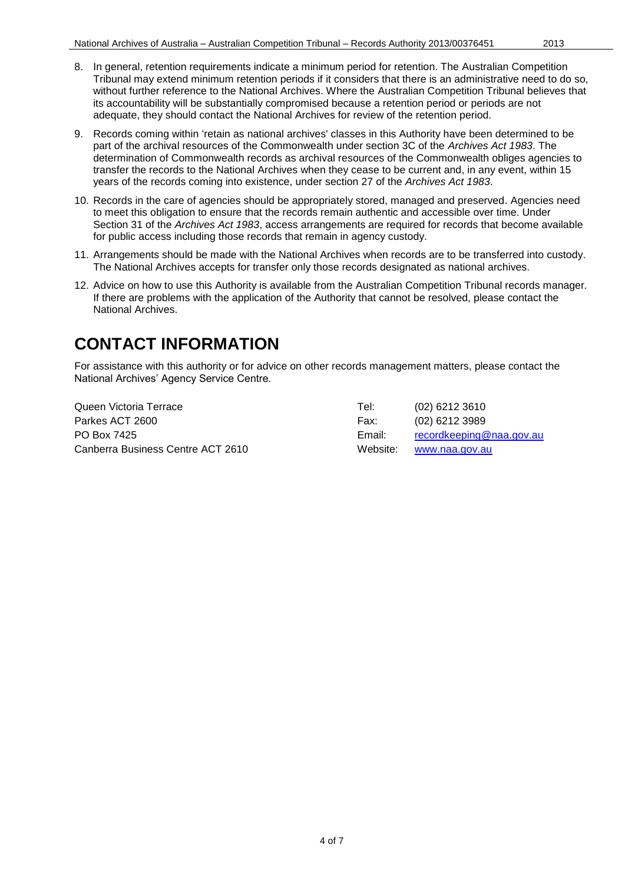8. In general, retention requirements indicate a minimum period for retention. The Australian Competition Tribunal may extend minimum retention periods if it considers that there is an administrative need to do so, without further reference to the National Archives. Where the Australian Competition Tribunal believes that its accountability will be substantially compromised because a retention period or periods are not adequate, they should contact the National Archives for review of the retention period.

9. Records coming within 'retain as national archives' classes in this Authority have been determined to be part of the archival resources of the Commonwealth under section 3C of the *Archives Act 1983*. The determination of Commonwealth records as archival resources of the Commonwealth obliges agencies to transfer the records to the National Archives when they cease to be current and, in any event, within 15 years of the records coming into existence, under section 27 of the *Archives Act 1983*.

10. Records in the care of agencies should be appropriately stored, managed and preserved. Agencies need to meet this obligation to ensure that the records remain authentic and accessible over time. Under Section 31 of the *Archives Act 1983*, access arrangements are required for records that become available for public access including those records that remain in agency custody.

11. Arrangements should be made with the National Archives when records are to be transferred into custody. The National Archives accepts for transfer only those records designated as national archives.

12. Advice on how to use this Authority is available from the Australian Competition Tribunal records manager. If there are problems with the application of the Authority that cannot be resolved, please contact the National Archives.

# CONTACT INFORMATION

For assistance with this authority or for advice on other records management matters, please contact the National Archives' Agency Service Centre.

Queen Victoria Terrace
Parkes ACT 2600
PO Box 7425
Canberra Business Centre ACT 2610

Tel: (02) 6212 3610
Fax: (02) 6212 3989
Email: recordkeeping@naa.gov.au
Website: www.naa.gov.au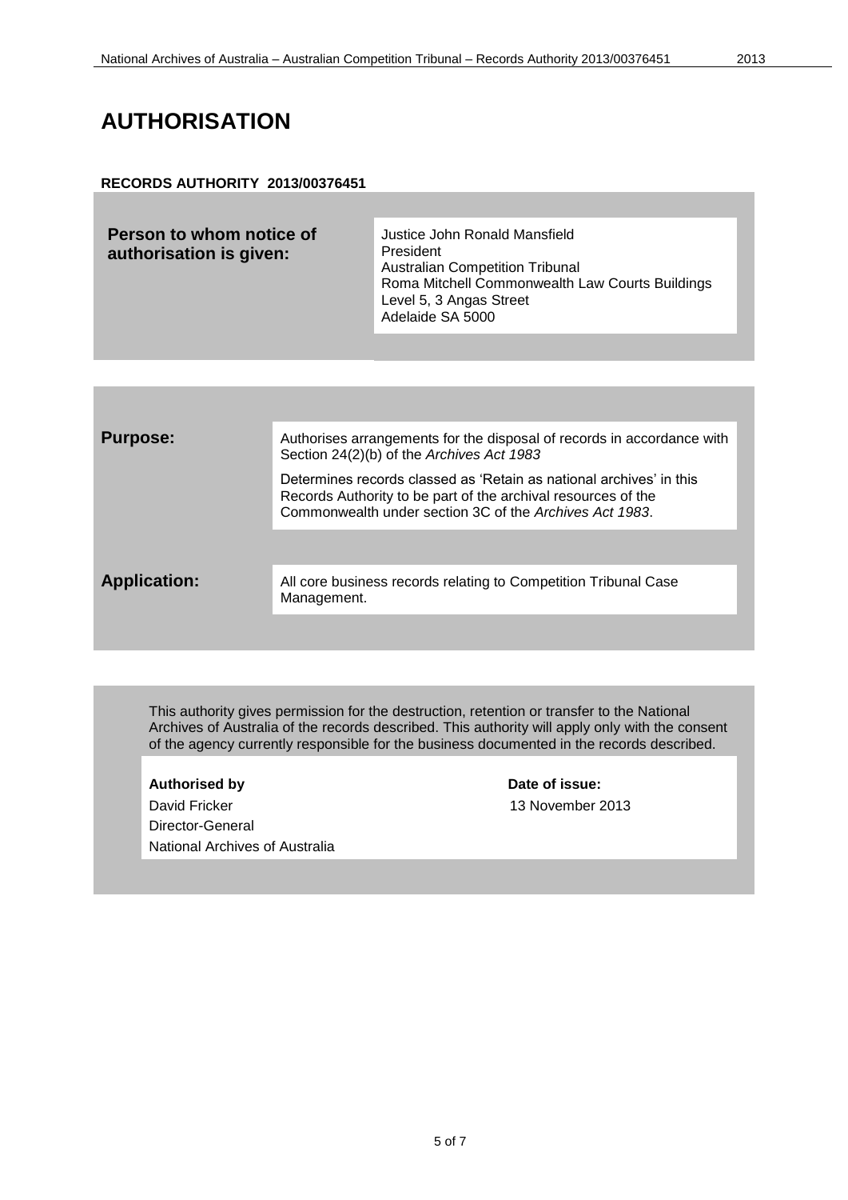# AUTHORISATION

**RECORDS AUTHORITY 2013/00376451**

| **Person to whom notice of authorisation is given:** | Justice John Ronald Mansfield<br>President<br>Australian Competition Tribunal<br>Roma Mitchell Commonwealth Law Courts Buildings<br>Level 5, 3 Angas Street<br>Adelaide SA 5000 |
|---|---|

| | |
|---|---|
| **Purpose:** | Authorises arrangements for the disposal of records in accordance with Section 24(2)(b) of the *Archives Act 1983*<br><br>Determines records classed as 'Retain as national archives' in this Records Authority to be part of the archival resources of the Commonwealth under section 3C of the *Archives Act 1983*. |
| **Application:** | All core business records relating to Competition Tribunal Case Management. |

This authority gives permission for the destruction, retention or transfer to the National Archives of Australia of the records described. This authority will apply only with the consent of the agency currently responsible for the business documented in the records described.

| **Authorised by** | **Date of issue:** |
|---|---|
| David Fricker<br>Director-General<br>National Archives of Australia | 13 November 2013 |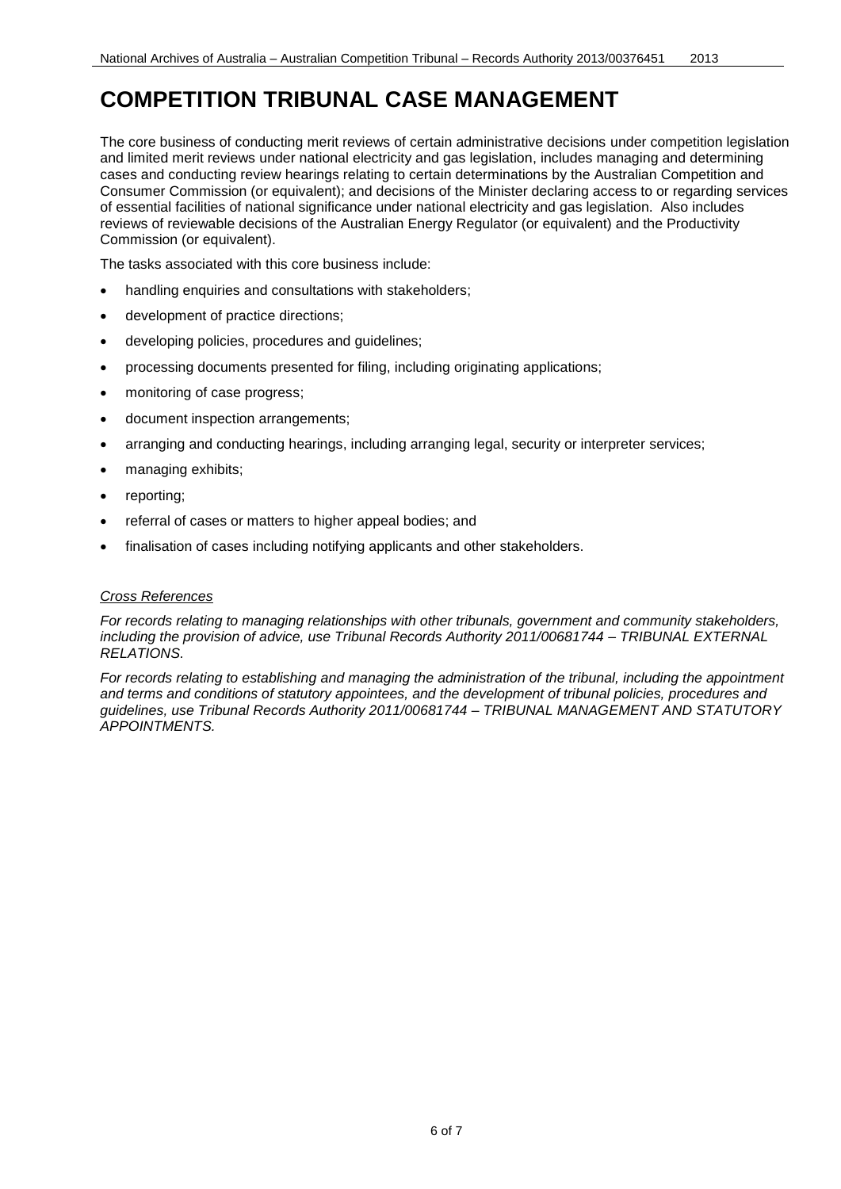# COMPETITION TRIBUNAL CASE MANAGEMENT

The core business of conducting merit reviews of certain administrative decisions under competition legislation and limited merit reviews under national electricity and gas legislation, includes managing and determining cases and conducting review hearings relating to certain determinations by the Australian Competition and Consumer Commission (or equivalent); and decisions of the Minister declaring access to or regarding services of essential facilities of national significance under national electricity and gas legislation. Also includes reviews of reviewable decisions of the Australian Energy Regulator (or equivalent) and the Productivity Commission (or equivalent).

The tasks associated with this core business include:

- handling enquiries and consultations with stakeholders;
- development of practice directions;
- developing policies, procedures and guidelines;
- processing documents presented for filing, including originating applications;
- monitoring of case progress;
- document inspection arrangements;
- arranging and conducting hearings, including arranging legal, security or interpreter services;
- managing exhibits;
- reporting;
- referral of cases or matters to higher appeal bodies; and
- finalisation of cases including notifying applicants and other stakeholders.

*Cross References*

*For records relating to managing relationships with other tribunals, government and community stakeholders, including the provision of advice, use Tribunal Records Authority 2011/00681744 – TRIBUNAL EXTERNAL RELATIONS.*

*For records relating to establishing and managing the administration of the tribunal, including the appointment and terms and conditions of statutory appointees, and the development of tribunal policies, procedures and guidelines, use Tribunal Records Authority 2011/00681744 – TRIBUNAL MANAGEMENT AND STATUTORY APPOINTMENTS.*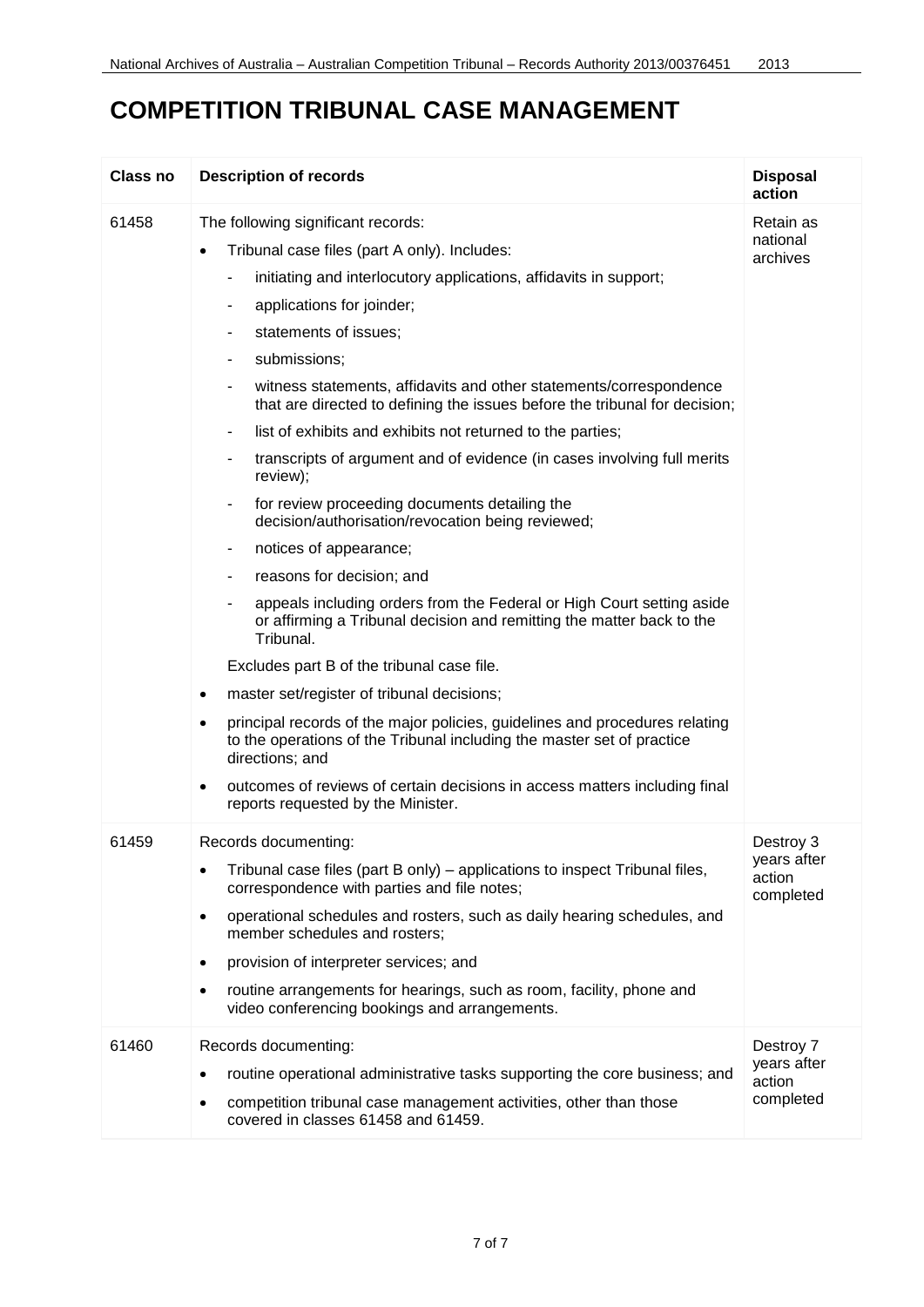# COMPETITION TRIBUNAL CASE MANAGEMENT

| Class no | Description of records | Disposal action |
|---|---|---|
| 61458 | The following significant records:<br>• Tribunal case files (part A only). Includes:<br>- initiating and interlocutory applications, affidavits in support;<br>- applications for joinder;<br>- statements of issues;<br>- submissions;<br>- witness statements, affidavits and other statements/correspondence that are directed to defining the issues before the tribunal for decision;<br>- list of exhibits and exhibits not returned to the parties;<br>- transcripts of argument and of evidence (in cases involving full merits review);<br>- for review proceeding documents detailing the decision/authorisation/revocation being reviewed;<br>- notices of appearance;<br>- reasons for decision; and<br>- appeals including orders from the Federal or High Court setting aside or affirming a Tribunal decision and remitting the matter back to the Tribunal.<br>Excludes part B of the tribunal case file.<br>• master set/register of tribunal decisions;<br>• principal records of the major policies, guidelines and procedures relating to the operations of the Tribunal including the master set of practice directions; and<br>• outcomes of reviews of certain decisions in access matters including final reports requested by the Minister. | Retain as national archives |
| 61459 | Records documenting:<br>• Tribunal case files (part B only) – applications to inspect Tribunal files, correspondence with parties and file notes;<br>• operational schedules and rosters, such as daily hearing schedules, and member schedules and rosters;<br>• provision of interpreter services; and<br>• routine arrangements for hearings, such as room, facility, phone and video conferencing bookings and arrangements. | Destroy 3 years after action completed |
| 61460 | Records documenting:<br>• routine operational administrative tasks supporting the core business; and<br>• competition tribunal case management activities, other than those covered in classes 61458 and 61459. | Destroy 7 years after action completed |